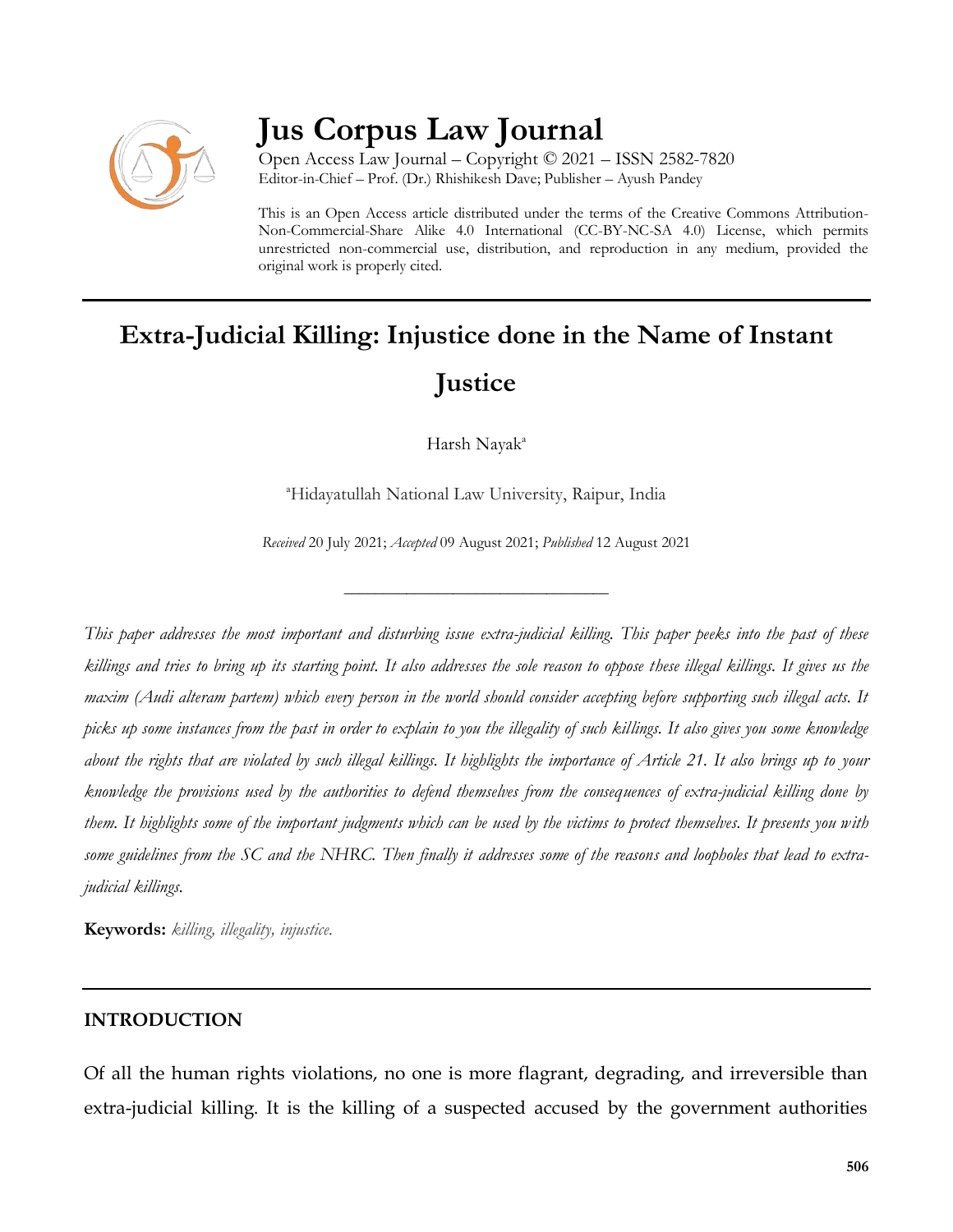# Jus Corpus Law Journal

Open Access Law Journal – Copyright © 2021 – ISSN 2582-7820
Editor-in-Chief – Prof. (Dr.) Rhishikesh Dave; Publisher – Ayush Pandey

This is an Open Access article distributed under the terms of the Creative Commons Attribution-Non-Commercial-Share Alike 4.0 International (CC-BY-NC-SA 4.0) License, which permits unrestricted non-commercial use, distribution, and reproduction in any medium, provided the original work is properly cited.

## Extra-Judicial Killing: Injustice done in the Name of Instant Justice

Harsh Nayak[a]

[a]Hidayatullah National Law University, Raipur, India

*Received* 20 July 2021; *Accepted* 09 August 2021; *Published* 12 August 2021

---

*This paper addresses the most important and disturbing issue extra-judicial killing. This paper peeks into the past of these killings and tries to bring up its starting point. It also addresses the sole reason to oppose these illegal killings. It gives us the maxim (Audi alteram partem) which every person in the world should consider accepting before supporting such illegal acts. It picks up some instances from the past in order to explain to you the illegality of such killings. It also gives you some knowledge about the rights that are violated by such illegal killings. It highlights the importance of Article 21. It also brings up to your knowledge the provisions used by the authorities to defend themselves from the consequences of extra-judicial killing done by them. It highlights some of the important judgments which can be used by the victims to protect themselves. It presents you with some guidelines from the SC and the NHRC. Then finally it addresses some of the reasons and loopholes that lead to extra-judicial killings.*

**Keywords:** *killing, illegality, injustice.*

## INTRODUCTION

Of all the human rights violations, no one is more flagrant, degrading, and irreversible than extra-judicial killing. It is the killing of a suspected accused by the government authorities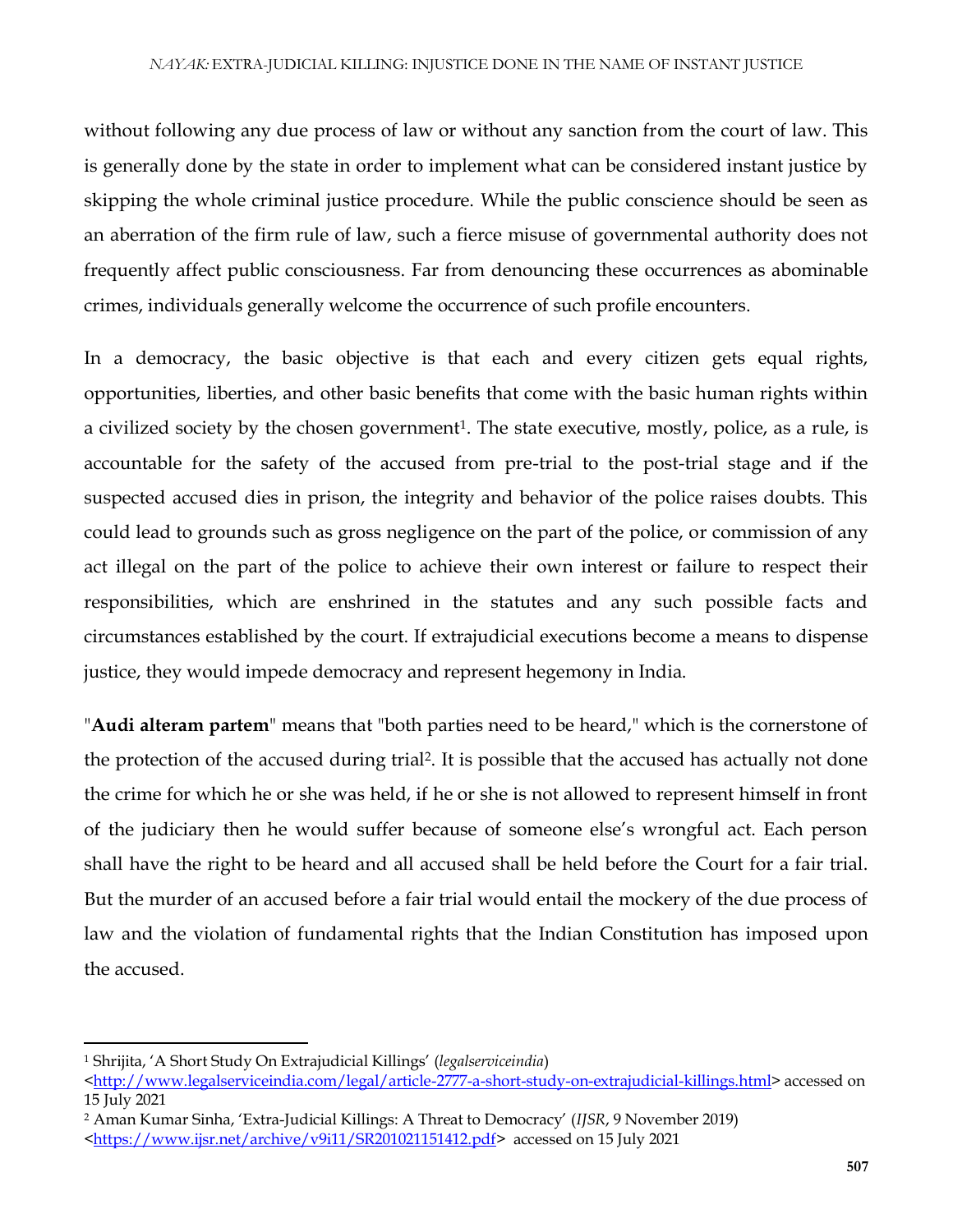without following any due process of law or without any sanction from the court of law. This is generally done by the state in order to implement what can be considered instant justice by skipping the whole criminal justice procedure. While the public conscience should be seen as an aberration of the firm rule of law, such a fierce misuse of governmental authority does not frequently affect public consciousness. Far from denouncing these occurrences as abominable crimes, individuals generally welcome the occurrence of such profile encounters.

In a democracy, the basic objective is that each and every citizen gets equal rights, opportunities, liberties, and other basic benefits that come with the basic human rights within a civilized society by the chosen government[1]. The state executive, mostly, police, as a rule, is accountable for the safety of the accused from pre-trial to the post-trial stage and if the suspected accused dies in prison, the integrity and behavior of the police raises doubts. This could lead to grounds such as gross negligence on the part of the police, or commission of any act illegal on the part of the police to achieve their own interest or failure to respect their responsibilities, which are enshrined in the statutes and any such possible facts and circumstances established by the court. If extrajudicial executions become a means to dispense justice, they would impede democracy and represent hegemony in India.

"**Audi alteram partem**" means that "both parties need to be heard," which is the cornerstone of the protection of the accused during trial[2]. It is possible that the accused has actually not done the crime for which he or she was held, if he or she is not allowed to represent himself in front of the judiciary then he would suffer because of someone else's wrongful act. Each person shall have the right to be heard and all accused shall be held before the Court for a fair trial. But the murder of an accused before a fair trial would entail the mockery of the due process of law and the violation of fundamental rights that the Indian Constitution has imposed upon the accused.

---

[1] Shrijita, 'A Short Study On Extrajudicial Killings' (*legalserviceindia*) <http://www.legalserviceindia.com/legal/article-2777-a-short-study-on-extrajudicial-killings.html> accessed on 15 July 2021

[2] Aman Kumar Sinha, 'Extra-Judicial Killings: A Threat to Democracy' (*IJSR*, 9 November 2019) <https://www.ijsr.net/archive/v9i11/SR201021151412.pdf> accessed on 15 July 2021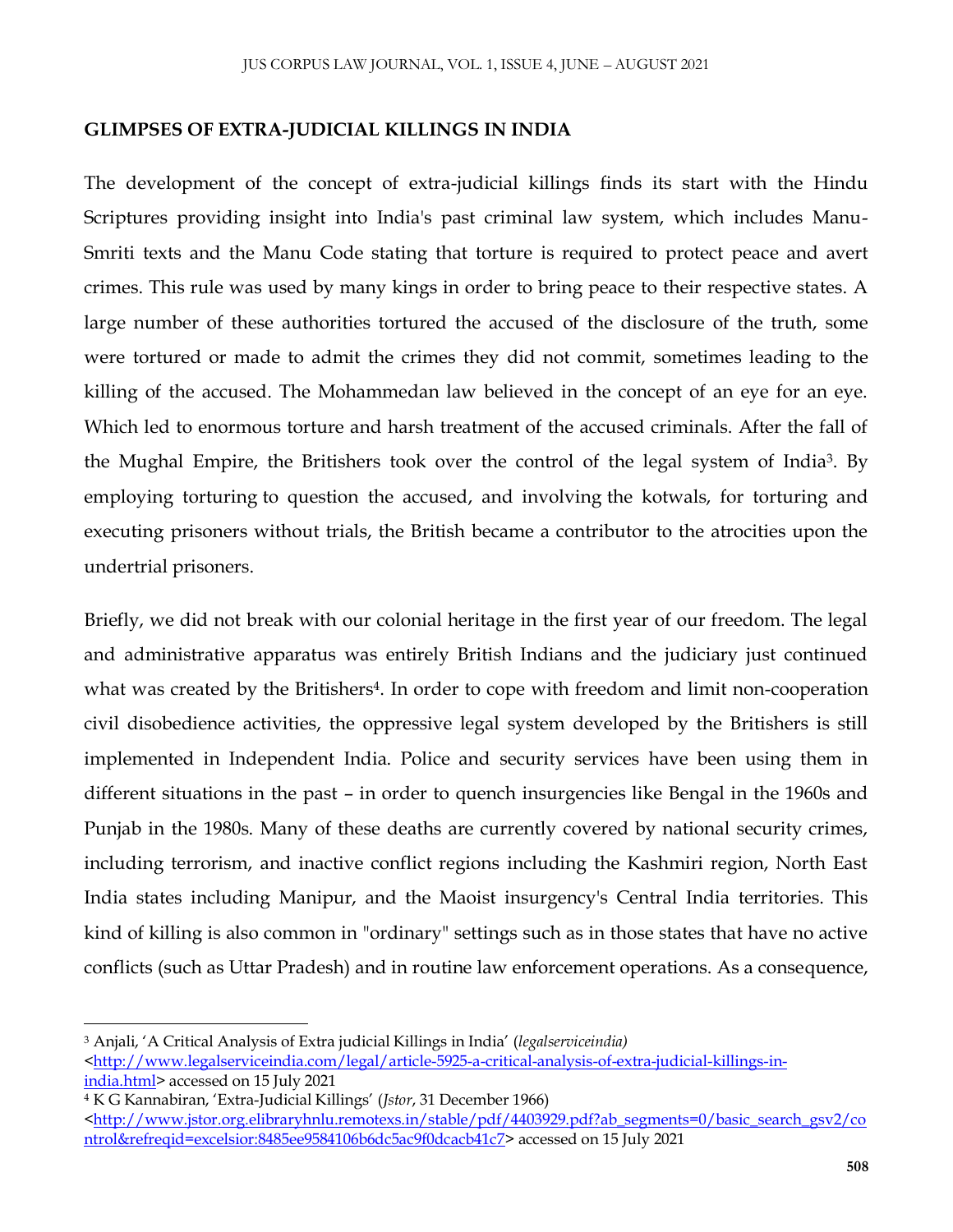**GLIMPSES OF EXTRA-JUDICIAL KILLINGS IN INDIA**

The development of the concept of extra-judicial killings finds its start with the Hindu Scriptures providing insight into India's past criminal law system, which includes Manu-Smriti texts and the Manu Code stating that torture is required to protect peace and avert crimes. This rule was used by many kings in order to bring peace to their respective states. A large number of these authorities tortured the accused of the disclosure of the truth, some were tortured or made to admit the crimes they did not commit, sometimes leading to the killing of the accused. The Mohammedan law believed in the concept of an eye for an eye. Which led to enormous torture and harsh treatment of the accused criminals. After the fall of the Mughal Empire, the Britishers took over the control of the legal system of India[3]. By employing torturing to question the accused, and involving the kotwals, for torturing and executing prisoners without trials, the British became a contributor to the atrocities upon the undertrial prisoners.

Briefly, we did not break with our colonial heritage in the first year of our freedom. The legal and administrative apparatus was entirely British Indians and the judiciary just continued what was created by the Britishers[4]. In order to cope with freedom and limit non-cooperation civil disobedience activities, the oppressive legal system developed by the Britishers is still implemented in Independent India. Police and security services have been using them in different situations in the past – in order to quench insurgencies like Bengal in the 1960s and Punjab in the 1980s. Many of these deaths are currently covered by national security crimes, including terrorism, and inactive conflict regions including the Kashmiri region, North East India states including Manipur, and the Maoist insurgency's Central India territories. This kind of killing is also common in "ordinary" settings such as in those states that have no active conflicts (such as Uttar Pradesh) and in routine law enforcement operations. As a consequence,

---

[3] Anjali, 'A Critical Analysis of Extra judicial Killings in India' (*legalserviceindia*) <http://www.legalserviceindia.com/legal/article-5925-a-critical-analysis-of-extra-judicial-killings-in-india.html> accessed on 15 July 2021

[4] K G Kannabiran, 'Extra-Judicial Killings' (*Jstor*, 31 December 1966) <http://www.jstor.org.elibraryhnlu.remotexs.in/stable/pdf/4403929.pdf?ab_segments=0/basic_search_gsv2/control&refreqid=excelsior:8485ee9584106b6dc5ac9f0dcacb41c7> accessed on 15 July 2021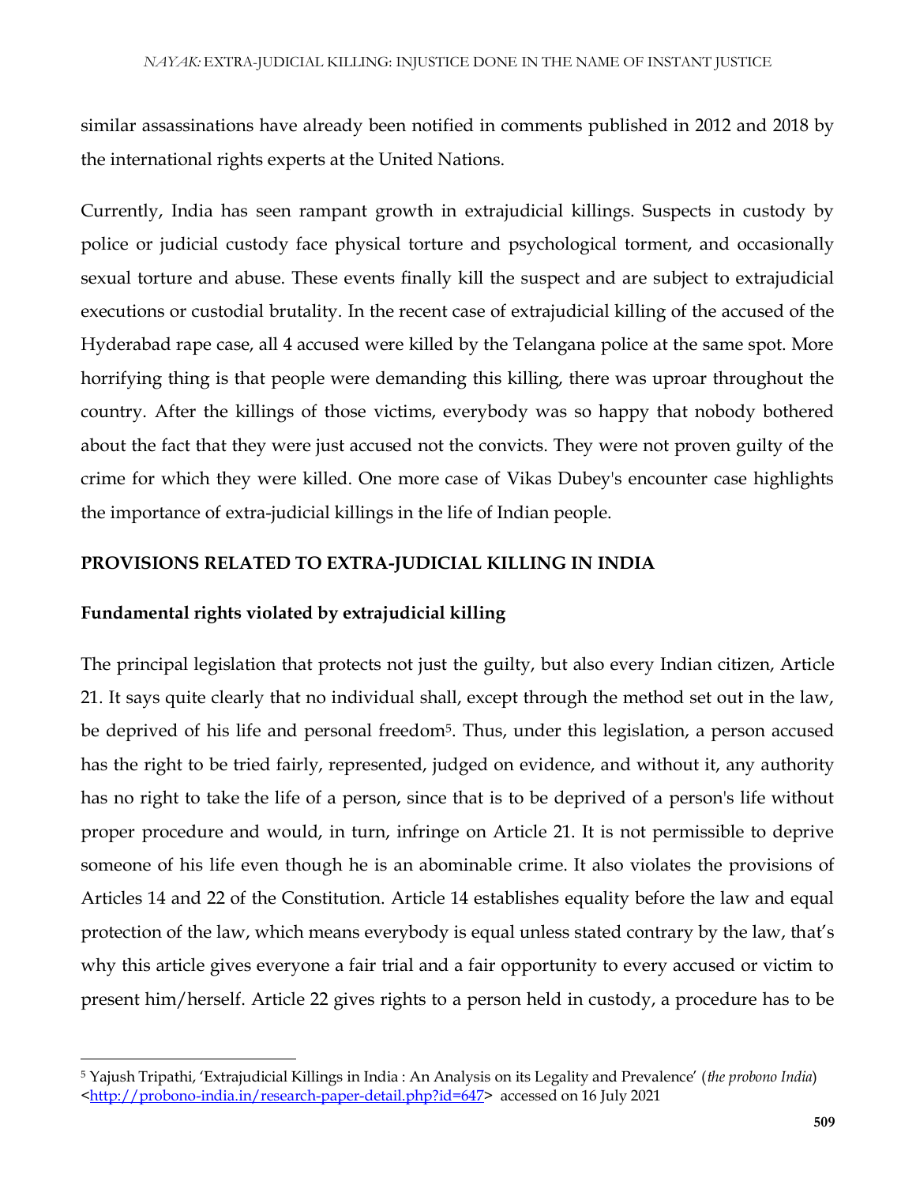similar assassinations have already been notified in comments published in 2012 and 2018 by the international rights experts at the United Nations.

Currently, India has seen rampant growth in extrajudicial killings. Suspects in custody by police or judicial custody face physical torture and psychological torment, and occasionally sexual torture and abuse. These events finally kill the suspect and are subject to extrajudicial executions or custodial brutality. In the recent case of extrajudicial killing of the accused of the Hyderabad rape case, all 4 accused were killed by the Telangana police at the same spot. More horrifying thing is that people were demanding this killing, there was uproar throughout the country. After the killings of those victims, everybody was so happy that nobody bothered about the fact that they were just accused not the convicts. They were not proven guilty of the crime for which they were killed. One more case of Vikas Dubey's encounter case highlights the importance of extra-judicial killings in the life of Indian people.

## PROVISIONS RELATED TO EXTRA-JUDICIAL KILLING IN INDIA

### Fundamental rights violated by extrajudicial killing

The principal legislation that protects not just the guilty, but also every Indian citizen, Article 21. It says quite clearly that no individual shall, except through the method set out in the law, be deprived of his life and personal freedom[5]. Thus, under this legislation, a person accused has the right to be tried fairly, represented, judged on evidence, and without it, any authority has no right to take the life of a person, since that is to be deprived of a person's life without proper procedure and would, in turn, infringe on Article 21. It is not permissible to deprive someone of his life even though he is an abominable crime. It also violates the provisions of Articles 14 and 22 of the Constitution. Article 14 establishes equality before the law and equal protection of the law, which means everybody is equal unless stated contrary by the law, that's why this article gives everyone a fair trial and a fair opportunity to every accused or victim to present him/herself. Article 22 gives rights to a person held in custody, a procedure has to be

---

[5] Yajush Tripathi, 'Extrajudicial Killings in India : An Analysis on its Legality and Prevalence' (*the probono India*) <http://probono-india.in/research-paper-detail.php?id=647> accessed on 16 July 2021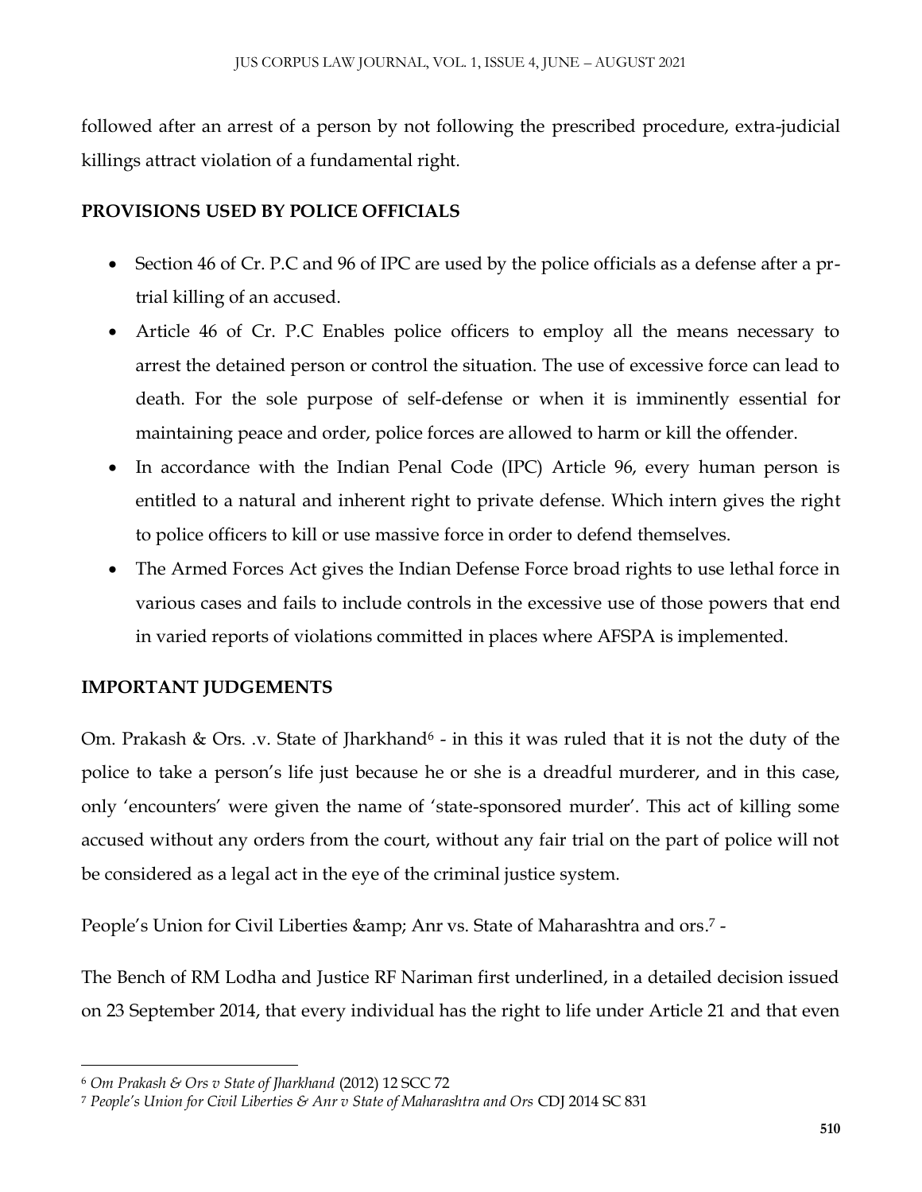followed after an arrest of a person by not following the prescribed procedure, extra-judicial killings attract violation of a fundamental right.

**PROVISIONS USED BY POLICE OFFICIALS**

- Section 46 of Cr. P.C and 96 of IPC are used by the police officials as a defense after a pr-trial killing of an accused.
- Article 46 of Cr. P.C Enables police officers to employ all the means necessary to arrest the detained person or control the situation. The use of excessive force can lead to death. For the sole purpose of self-defense or when it is imminently essential for maintaining peace and order, police forces are allowed to harm or kill the offender.
- In accordance with the Indian Penal Code (IPC) Article 96, every human person is entitled to a natural and inherent right to private defense. Which intern gives the right to police officers to kill or use massive force in order to defend themselves.
- The Armed Forces Act gives the Indian Defense Force broad rights to use lethal force in various cases and fails to include controls in the excessive use of those powers that end in varied reports of violations committed in places where AFSPA is implemented.

**IMPORTANT JUDGEMENTS**

Om. Prakash & Ors. .v. State of Jharkhand[6] - in this it was ruled that it is not the duty of the police to take a person's life just because he or she is a dreadful murderer, and in this case, only 'encounters' were given the name of 'state-sponsored murder'. This act of killing some accused without any orders from the court, without any fair trial on the part of police will not be considered as a legal act in the eye of the criminal justice system.

People's Union for Civil Liberties &amp; Anr vs. State of Maharashtra and ors.[7] -

The Bench of RM Lodha and Justice RF Nariman first underlined, in a detailed decision issued on 23 September 2014, that every individual has the right to life under Article 21 and that even

---

[6] *Om Prakash & Ors v State of Jharkhand* (2012) 12 SCC 72

[7] *People's Union for Civil Liberties & Anr v State of Maharashtra and Ors* CDJ 2014 SC 831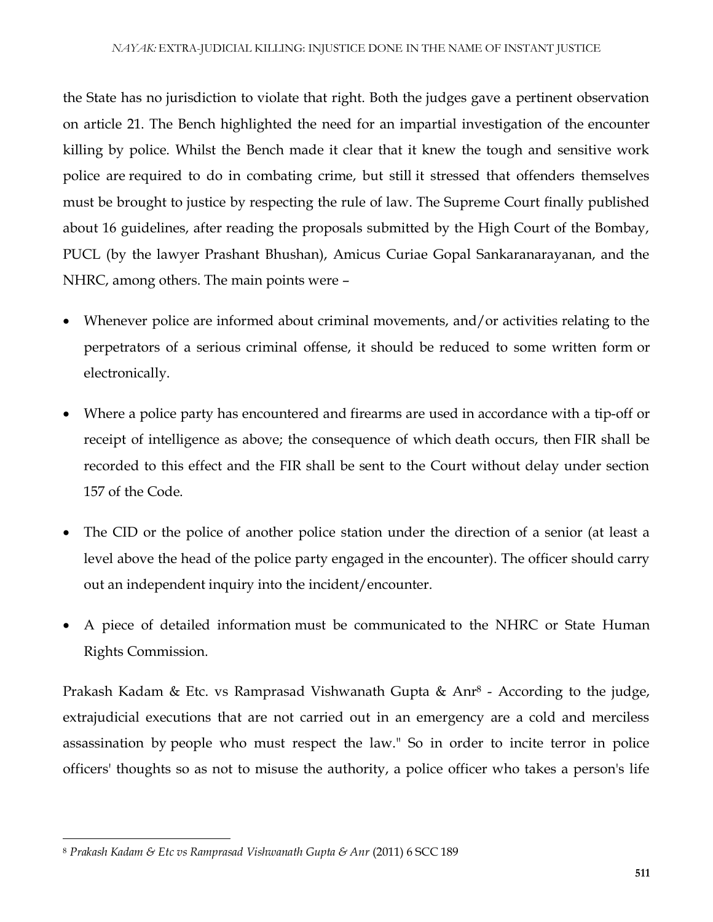the State has no jurisdiction to violate that right. Both the judges gave a pertinent observation on article 21. The Bench highlighted the need for an impartial investigation of the encounter killing by police. Whilst the Bench made it clear that it knew the tough and sensitive work police are required to do in combating crime, but still it stressed that offenders themselves must be brought to justice by respecting the rule of law. The Supreme Court finally published about 16 guidelines, after reading the proposals submitted by the High Court of the Bombay, PUCL (by the lawyer Prashant Bhushan), Amicus Curiae Gopal Sankaranarayanan, and the NHRC, among others. The main points were –

- Whenever police are informed about criminal movements, and/or activities relating to the perpetrators of a serious criminal offense, it should be reduced to some written form or electronically.
- Where a police party has encountered and firearms are used in accordance with a tip-off or receipt of intelligence as above; the consequence of which death occurs, then FIR shall be recorded to this effect and the FIR shall be sent to the Court without delay under section 157 of the Code.
- The CID or the police of another police station under the direction of a senior (at least a level above the head of the police party engaged in the encounter). The officer should carry out an independent inquiry into the incident/encounter.
- A piece of detailed information must be communicated to the NHRC or State Human Rights Commission.

Prakash Kadam & Etc. vs Ramprasad Vishwanath Gupta & Anr[8] - According to the judge, extrajudicial executions that are not carried out in an emergency are a cold and merciless assassination by people who must respect the law." So in order to incite terror in police officers' thoughts so as not to misuse the authority, a police officer who takes a person's life

---

[8] *Prakash Kadam & Etc vs Ramprasad Vishwanath Gupta & Anr* (2011) 6 SCC 189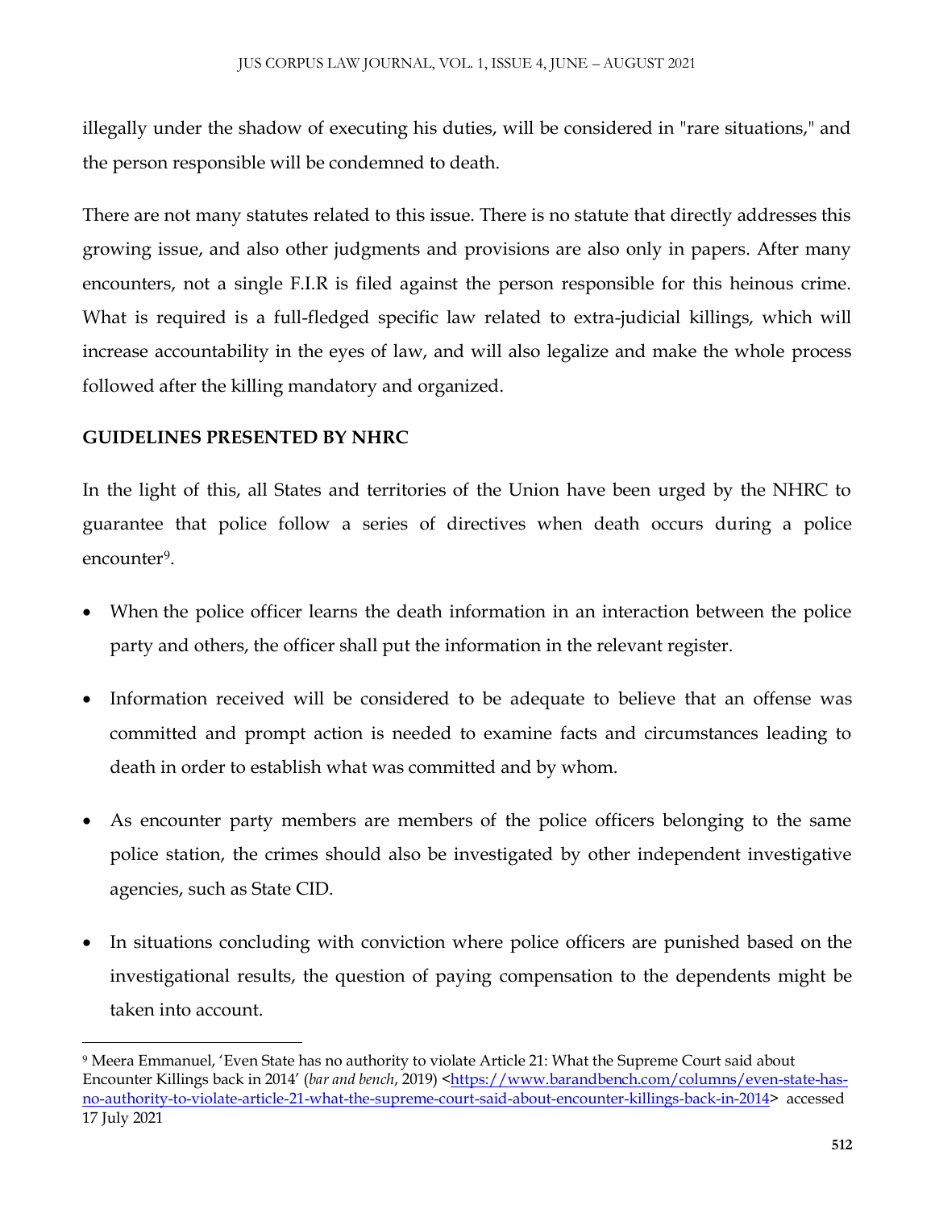illegally under the shadow of executing his duties, will be considered in "rare situations," and the person responsible will be condemned to death.

There are not many statutes related to this issue. There is no statute that directly addresses this growing issue, and also other judgments and provisions are also only in papers. After many encounters, not a single F.I.R is filed against the person responsible for this heinous crime. What is required is a full-fledged specific law related to extra-judicial killings, which will increase accountability in the eyes of law, and will also legalize and make the whole process followed after the killing mandatory and organized.

**GUIDELINES PRESENTED BY NHRC**

In the light of this, all States and territories of the Union have been urged by the NHRC to guarantee that police follow a series of directives when death occurs during a police encounter[9].

- When the police officer learns the death information in an interaction between the police party and others, the officer shall put the information in the relevant register.
- Information received will be considered to be adequate to believe that an offense was committed and prompt action is needed to examine facts and circumstances leading to death in order to establish what was committed and by whom.
- As encounter party members are members of the police officers belonging to the same police station, the crimes should also be investigated by other independent investigative agencies, such as State CID.
- In situations concluding with conviction where police officers are punished based on the investigational results, the question of paying compensation to the dependents might be taken into account.

---

[9] Meera Emmanuel, 'Even State has no authority to violate Article 21: What the Supreme Court said about Encounter Killings back in 2014' (*bar and bench*, 2019) <https://www.barandbench.com/columns/even-state-has-no-authority-to-violate-article-21-what-the-supreme-court-said-about-encounter-killings-back-in-2014> accessed 17 July 2021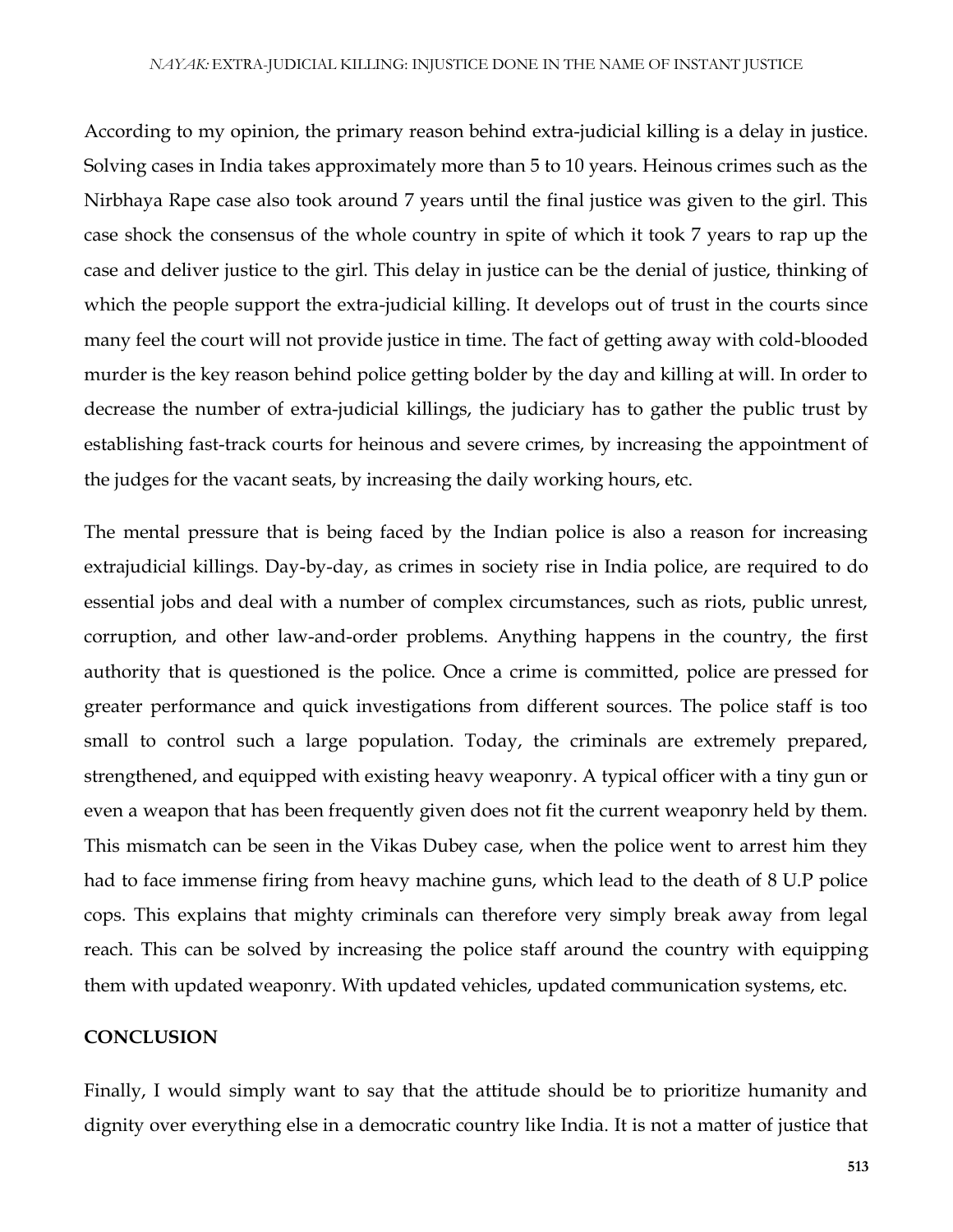According to my opinion, the primary reason behind extra-judicial killing is a delay in justice. Solving cases in India takes approximately more than 5 to 10 years. Heinous crimes such as the Nirbhaya Rape case also took around 7 years until the final justice was given to the girl. This case shock the consensus of the whole country in spite of which it took 7 years to rap up the case and deliver justice to the girl. This delay in justice can be the denial of justice, thinking of which the people support the extra-judicial killing. It develops out of trust in the courts since many feel the court will not provide justice in time. The fact of getting away with cold-blooded murder is the key reason behind police getting bolder by the day and killing at will. In order to decrease the number of extra-judicial killings, the judiciary has to gather the public trust by establishing fast-track courts for heinous and severe crimes, by increasing the appointment of the judges for the vacant seats, by increasing the daily working hours, etc.

The mental pressure that is being faced by the Indian police is also a reason for increasing extrajudicial killings. Day-by-day, as crimes in society rise in India police, are required to do essential jobs and deal with a number of complex circumstances, such as riots, public unrest, corruption, and other law-and-order problems. Anything happens in the country, the first authority that is questioned is the police. Once a crime is committed, police are pressed for greater performance and quick investigations from different sources. The police staff is too small to control such a large population. Today, the criminals are extremely prepared, strengthened, and equipped with existing heavy weaponry. A typical officer with a tiny gun or even a weapon that has been frequently given does not fit the current weaponry held by them. This mismatch can be seen in the Vikas Dubey case, when the police went to arrest him they had to face immense firing from heavy machine guns, which lead to the death of 8 U.P police cops. This explains that mighty criminals can therefore very simply break away from legal reach. This can be solved by increasing the police staff around the country with equipping them with updated weaponry. With updated vehicles, updated communication systems, etc.

## CONCLUSION

Finally, I would simply want to say that the attitude should be to prioritize humanity and dignity over everything else in a democratic country like India. It is not a matter of justice that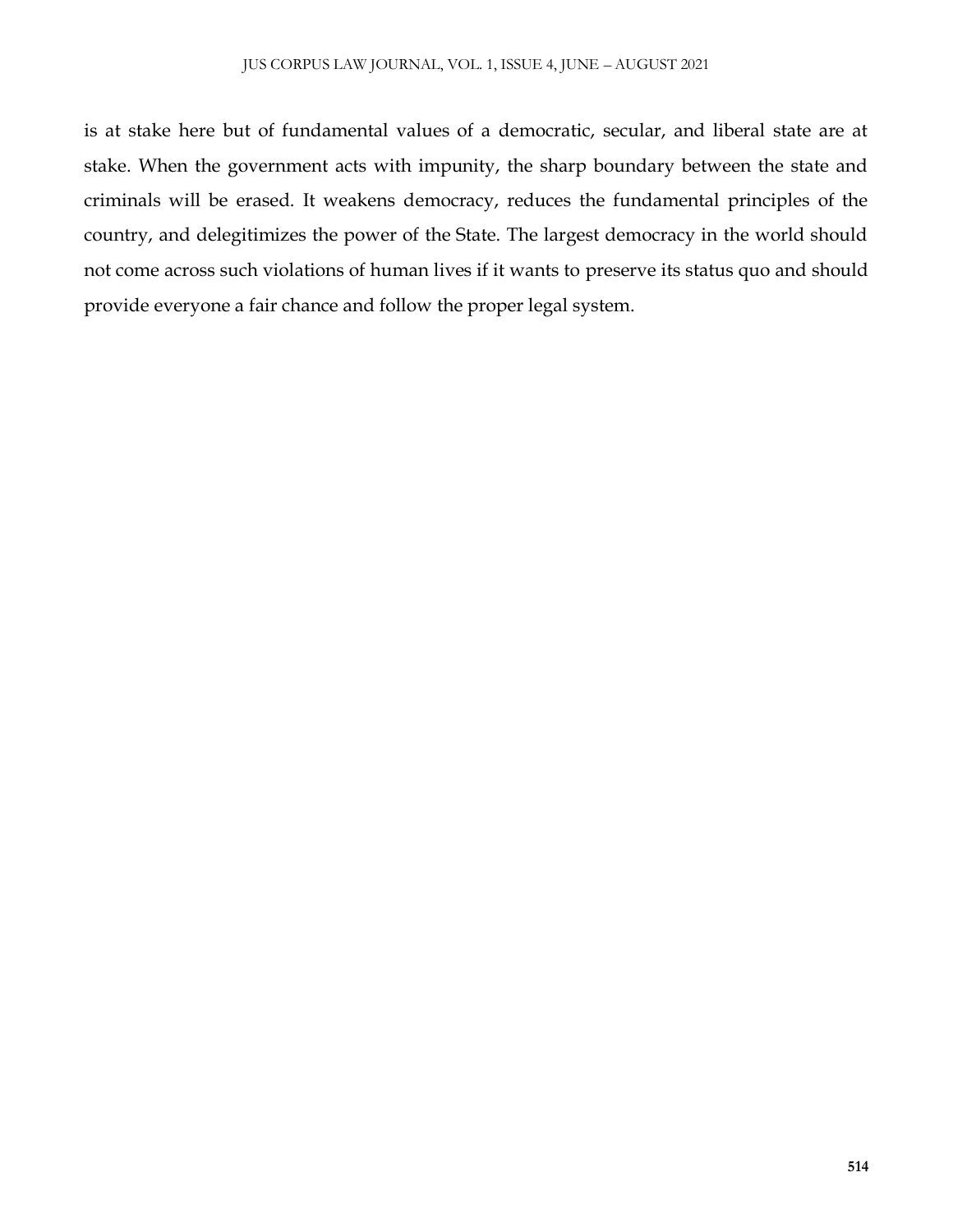is at stake here but of fundamental values of a democratic, secular, and liberal state are at stake. When the government acts with impunity, the sharp boundary between the state and criminals will be erased. It weakens democracy, reduces the fundamental principles of the country, and delegitimizes the power of the State. The largest democracy in the world should not come across such violations of human lives if it wants to preserve its status quo and should provide everyone a fair chance and follow the proper legal system.